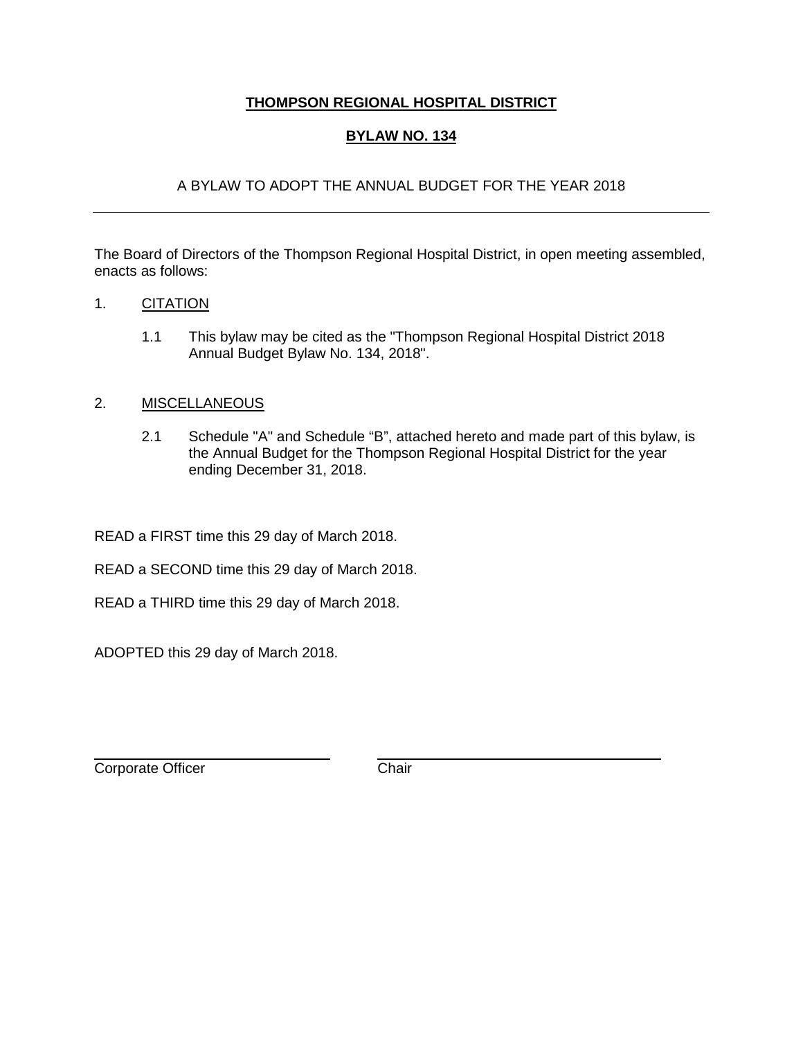# **THOMPSON REGIONAL HOSPITAL DISTRICT**

## **BYLAW NO. 134**

A BYLAW TO ADOPT THE ANNUAL BUDGET FOR THE YEAR 2018

---

The Board of Directors of the Thompson Regional Hospital District, in open meeting assembled, enacts as follows:

1. CITATION

   1.1 This bylaw may be cited as the "Thompson Regional Hospital District 2018 Annual Budget Bylaw No. 134, 2018".

2. MISCELLANEOUS

   2.1 Schedule "A" and Schedule “B”, attached hereto and made part of this bylaw, is the Annual Budget for the Thompson Regional Hospital District for the year ending December 31, 2018.

READ a FIRST time this 29 day of March 2018.

READ a SECOND time this 29 day of March 2018.

READ a THIRD time this 29 day of March 2018.

ADOPTED this 29 day of March 2018.

| ______________________________ | ______________________________ |
|---|---|
| Corporate Officer | Chair |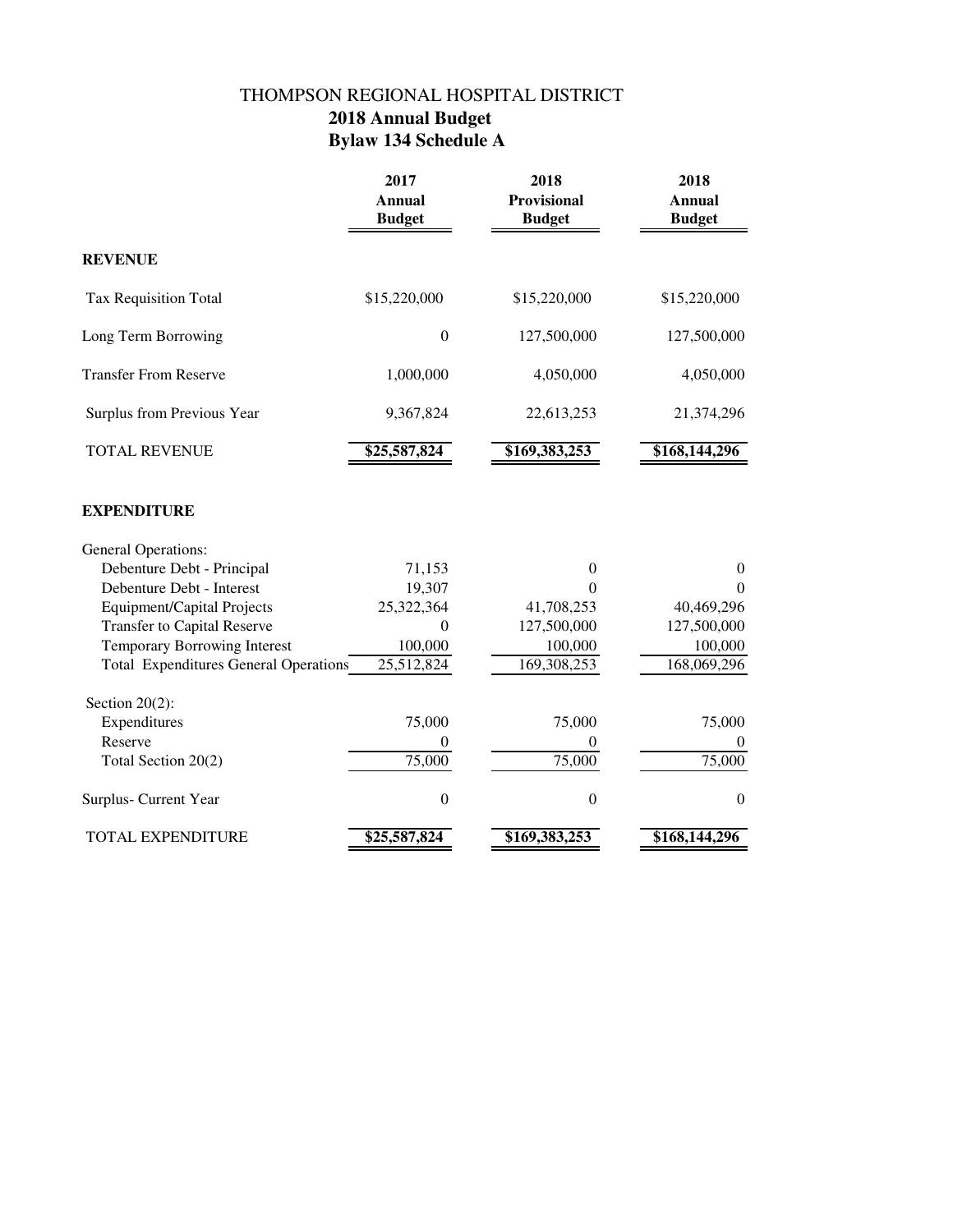# THOMPSON REGIONAL HOSPITAL DISTRICT
## 2018 Annual Budget
## Bylaw 134 Schedule A

| | 2017 Annual Budget | 2018 Provisional Budget | 2018 Annual Budget |
|---|---|---|---|
| **REVENUE** | | | |
| Tax Requisition Total | $15,220,000 | $15,220,000 | $15,220,000 |
| Long Term Borrowing | 0 | 127,500,000 | 127,500,000 |
| Transfer From Reserve | 1,000,000 | 4,050,000 | 4,050,000 |
| Surplus from Previous Year | 9,367,824 | 22,613,253 | 21,374,296 |
| TOTAL REVENUE | $25,587,824 | $169,383,253 | $168,144,296 |
| **EXPENDITURE** | | | |
| General Operations: | | | |
| Debenture Debt - Principal | 71,153 | 0 | 0 |
| Debenture Debt - Interest | 19,307 | 0 | 0 |
| Equipment/Capital Projects | 25,322,364 | 41,708,253 | 40,469,296 |
| Transfer to Capital Reserve | 0 | 127,500,000 | 127,500,000 |
| Temporary Borrowing Interest | 100,000 | 100,000 | 100,000 |
| Total Expenditures General Operations | 25,512,824 | 169,308,253 | 168,069,296 |
| Section 20(2): | | | |
| Expenditures | 75,000 | 75,000 | 75,000 |
| Reserve | 0 | 0 | 0 |
| Total Section 20(2) | 75,000 | 75,000 | 75,000 |
| Surplus- Current Year | 0 | 0 | 0 |
| TOTAL EXPENDITURE | $25,587,824 | $169,383,253 | $168,144,296 |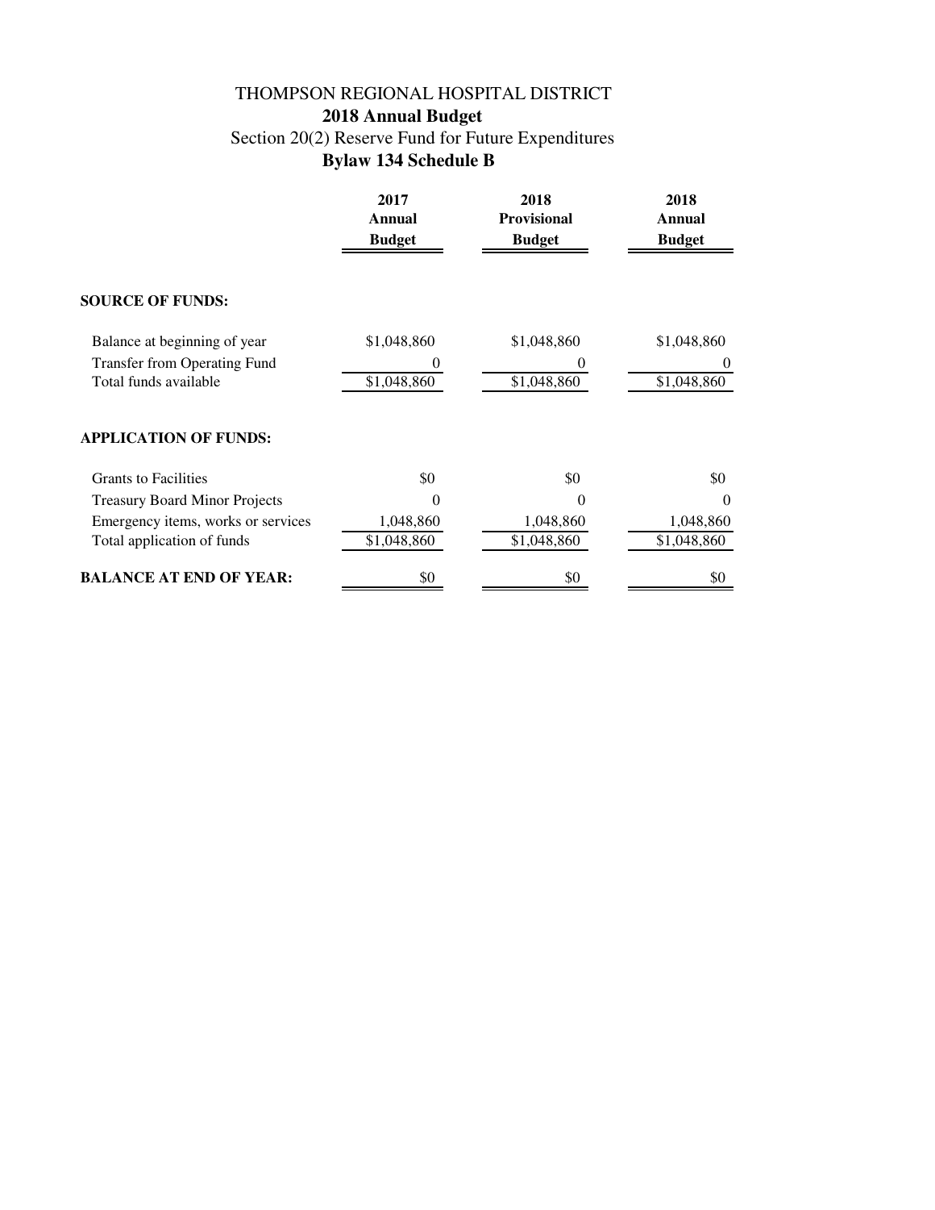# THOMPSON REGIONAL HOSPITAL DISTRICT

## 2018 Annual Budget

Section 20(2) Reserve Fund for Future Expenditures

**Bylaw 134 Schedule B**

| | 2017 Annual Budget | 2018 Provisional Budget | 2018 Annual Budget |
|---|---|---|---|
| **SOURCE OF FUNDS:** | | | |
| Balance at beginning of year | $1,048,860 | $1,048,860 | $1,048,860 |
| Transfer from Operating Fund | 0 | 0 | 0 |
| Total funds available | $1,048,860 | $1,048,860 | $1,048,860 |
| **APPLICATION OF FUNDS:** | | | |
| Grants to Facilities | $0 | $0 | $0 |
| Treasury Board Minor Projects | 0 | 0 | 0 |
| Emergency items, works or services | 1,048,860 | 1,048,860 | 1,048,860 |
| Total application of funds | $1,048,860 | $1,048,860 | $1,048,860 |
| **BALANCE AT END OF YEAR:** | $0 | $0 | $0 |